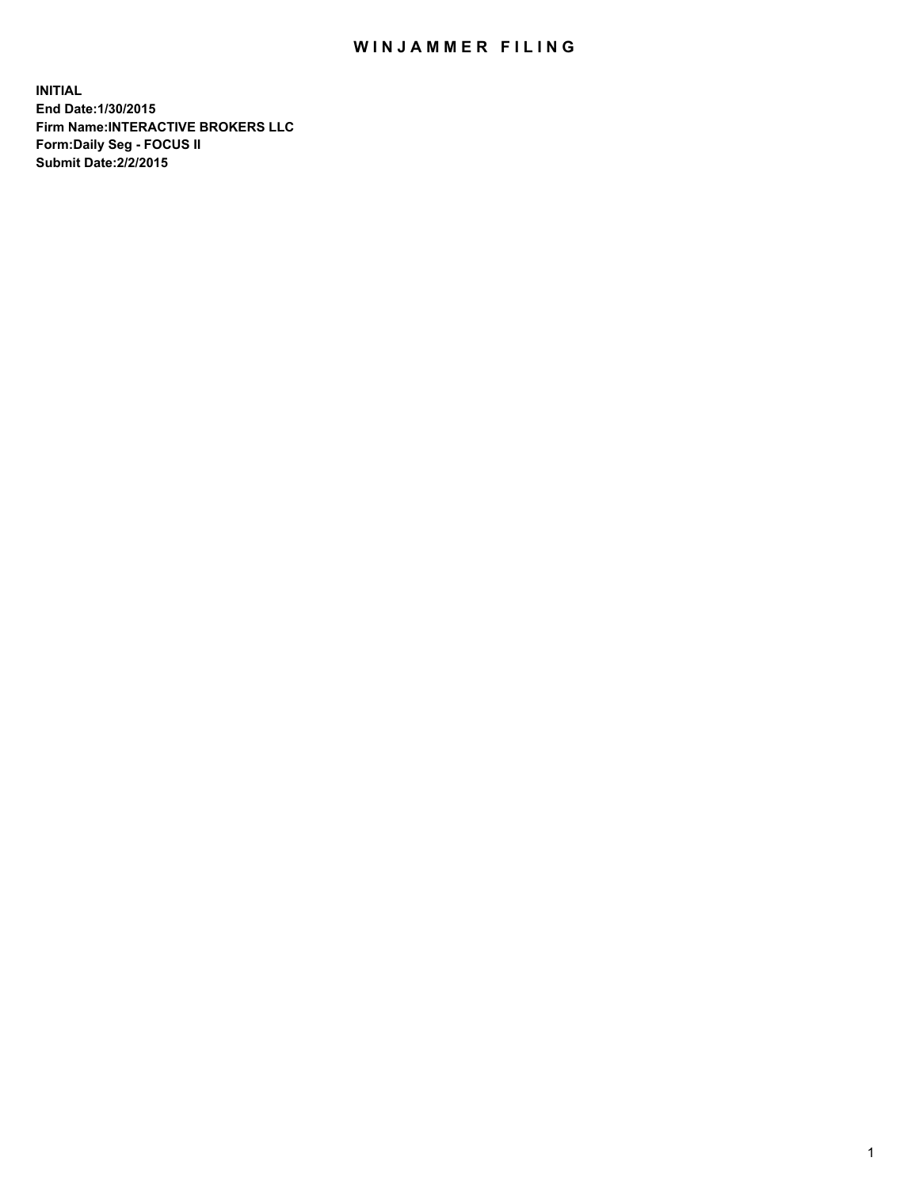# WINJAMMER FILING

**INITIAL**
**End Date:1/30/2015**
**Firm Name:INTERACTIVE BROKERS LLC**
**Form:Daily Seg - FOCUS II**
**Submit Date:2/2/2015**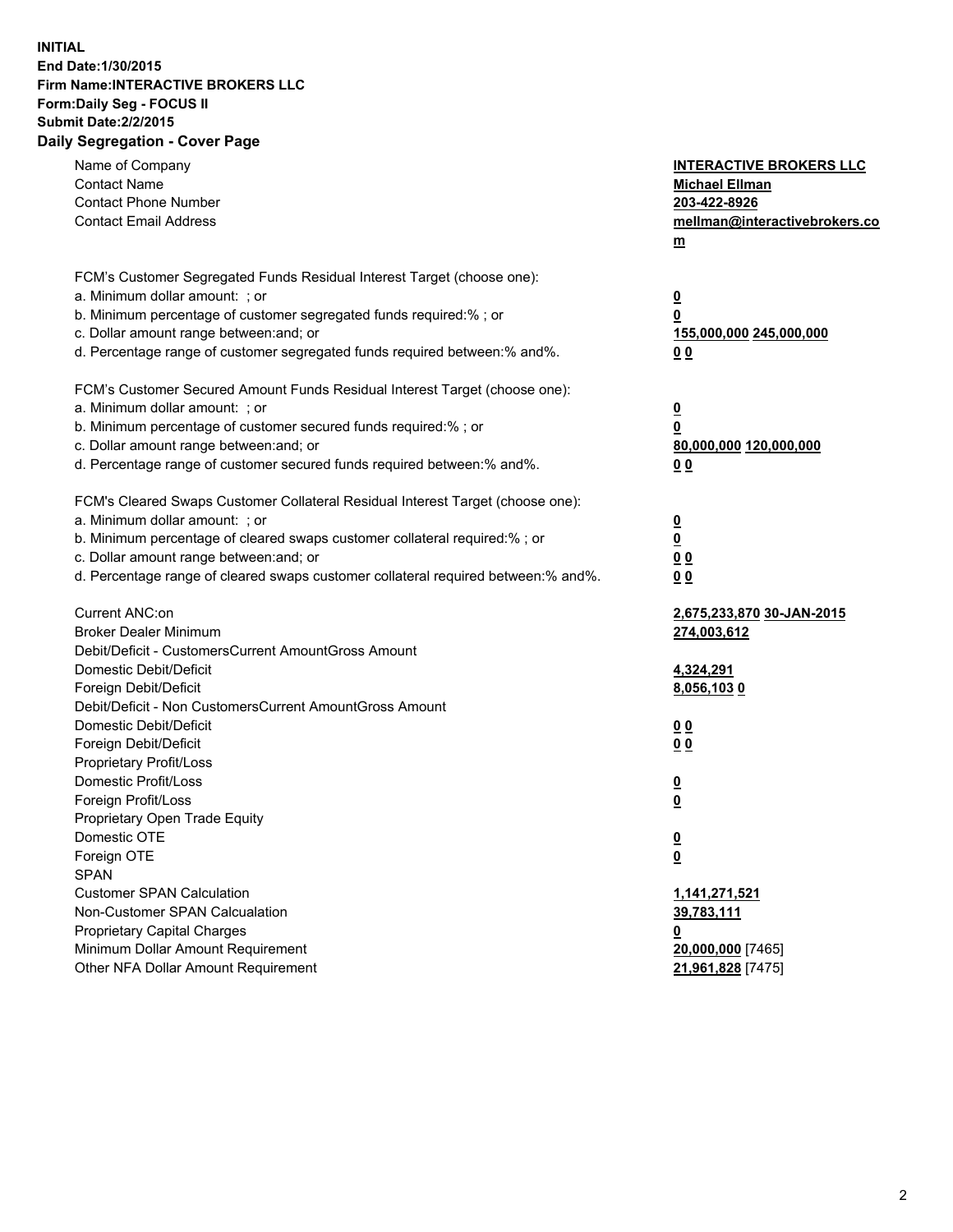**INITIAL**
**End Date:1/30/2015**
**Firm Name:INTERACTIVE BROKERS LLC**
**Form:Daily Seg - FOCUS II**
**Submit Date:2/2/2015**
**Daily Segregation - Cover Page**

| | |
|---|---|
| Name of Company | **INTERACTIVE BROKERS LLC** |
| Contact Name | **Michael Ellman** |
| Contact Phone Number | **203-422-8926** |
| Contact Email Address | **mellman@interactivebrokers.com** |
| | |
| FCM's Customer Segregated Funds Residual Interest Target (choose one): | |
| a. Minimum dollar amount: ; or | **0** |
| b. Minimum percentage of customer segregated funds required:% ; or | **0** |
| c. Dollar amount range between:and; or | **155,000,000** **245,000,000** |
| d. Percentage range of customer segregated funds required between:% and%. | **0** **0** |
| | |
| FCM's Customer Secured Amount Funds Residual Interest Target (choose one): | |
| a. Minimum dollar amount: ; or | **0** |
| b. Minimum percentage of customer secured funds required:% ; or | **0** |
| c. Dollar amount range between:and; or | **80,000,000** **120,000,000** |
| d. Percentage range of customer secured funds required between:% and%. | **0** **0** |
| | |
| FCM's Cleared Swaps Customer Collateral Residual Interest Target (choose one): | |
| a. Minimum dollar amount: ; or | **0** |
| b. Minimum percentage of cleared swaps customer collateral required:% ; or | **0** |
| c. Dollar amount range between:and; or | **0** **0** |
| d. Percentage range of cleared swaps customer collateral required between:% and%. | **0** **0** |
| | |
| Current ANC:on | **2,675,233,870** **30-JAN-2015** |
| Broker Dealer Minimum | **274,003,612** |
| Debit/Deficit - CustomersCurrent AmountGross Amount | |
| Domestic Debit/Deficit | **4,324,291** |
| Foreign Debit/Deficit | **8,056,103** **0** |
| Debit/Deficit - Non CustomersCurrent AmountGross Amount | |
| Domestic Debit/Deficit | **0** **0** |
| Foreign Debit/Deficit | **0** **0** |
| Proprietary Profit/Loss | |
| Domestic Profit/Loss | **0** |
| Foreign Profit/Loss | **0** |
| Proprietary Open Trade Equity | |
| Domestic OTE | **0** |
| Foreign OTE | **0** |
| SPAN | |
| Customer SPAN Calculation | **1,141,271,521** |
| Non-Customer SPAN Calcualation | **39,783,111** |
| Proprietary Capital Charges | **0** |
| Minimum Dollar Amount Requirement | **20,000,000** [7465] |
| Other NFA Dollar Amount Requirement | **21,961,828** [7475] |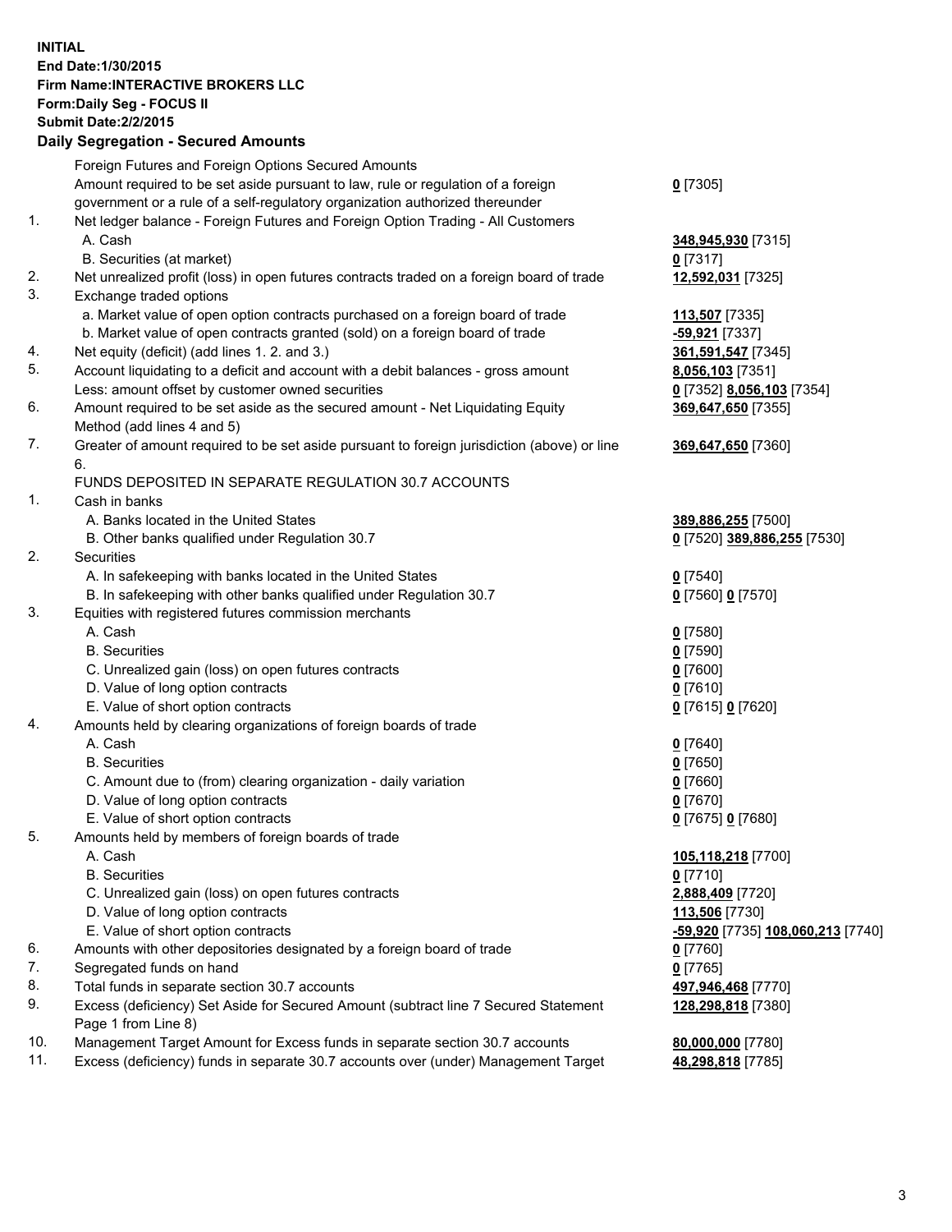**INITIAL**
**End Date:1/30/2015**
**Firm Name:INTERACTIVE BROKERS LLC**
**Form:Daily Seg - FOCUS II**
**Submit Date:2/2/2015**

## Daily Segregation - Secured Amounts

| | | |
|---|---|---|
| | Foreign Futures and Foreign Options Secured Amounts | |
| | Amount required to be set aside pursuant to law, rule or regulation of a foreign government or a rule of a self-regulatory organization authorized thereunder | 0 [7305] |
| 1. | Net ledger balance - Foreign Futures and Foreign Option Trading - All Customers | |
| | A. Cash | 348,945,930 [7315] |
| | B. Securities (at market) | 0 [7317] |
| 2. | Net unrealized profit (loss) in open futures contracts traded on a foreign board of trade | 12,592,031 [7325] |
| 3. | Exchange traded options | |
| | a. Market value of open option contracts purchased on a foreign board of trade | 113,507 [7335] |
| | b. Market value of open contracts granted (sold) on a foreign board of trade | -59,921 [7337] |
| 4. | Net equity (deficit) (add lines 1. 2. and 3.) | 361,591,547 [7345] |
| 5. | Account liquidating to a deficit and account with a debit balances - gross amount | 8,056,103 [7351] |
| | Less: amount offset by customer owned securities | 0 [7352] 8,056,103 [7354] |
| 6. | Amount required to be set aside as the secured amount - Net Liquidating Equity Method (add lines 4 and 5) | 369,647,650 [7355] |
| 7. | Greater of amount required to be set aside pursuant to foreign jurisdiction (above) or line 6. | 369,647,650 [7360] |
| | FUNDS DEPOSITED IN SEPARATE REGULATION 30.7 ACCOUNTS | |
| 1. | Cash in banks | |
| | A. Banks located in the United States | 389,886,255 [7500] |
| | B. Other banks qualified under Regulation 30.7 | 0 [7520] 389,886,255 [7530] |
| 2. | Securities | |
| | A. In safekeeping with banks located in the United States | 0 [7540] |
| | B. In safekeeping with other banks qualified under Regulation 30.7 | 0 [7560] 0 [7570] |
| 3. | Equities with registered futures commission merchants | |
| | A. Cash | 0 [7580] |
| | B. Securities | 0 [7590] |
| | C. Unrealized gain (loss) on open futures contracts | 0 [7600] |
| | D. Value of long option contracts | 0 [7610] |
| | E. Value of short option contracts | 0 [7615] 0 [7620] |
| 4. | Amounts held by clearing organizations of foreign boards of trade | |
| | A. Cash | 0 [7640] |
| | B. Securities | 0 [7650] |
| | C. Amount due to (from) clearing organization - daily variation | 0 [7660] |
| | D. Value of long option contracts | 0 [7670] |
| | E. Value of short option contracts | 0 [7675] 0 [7680] |
| 5. | Amounts held by members of foreign boards of trade | |
| | A. Cash | 105,118,218 [7700] |
| | B. Securities | 0 [7710] |
| | C. Unrealized gain (loss) on open futures contracts | 2,888,409 [7720] |
| | D. Value of long option contracts | 113,506 [7730] |
| | E. Value of short option contracts | -59,920 [7735] 108,060,213 [7740] |
| 6. | Amounts with other depositories designated by a foreign board of trade | 0 [7760] |
| 7. | Segregated funds on hand | 0 [7765] |
| 8. | Total funds in separate section 30.7 accounts | 497,946,468 [7770] |
| 9. | Excess (deficiency) Set Aside for Secured Amount (subtract line 7 Secured Statement Page 1 from Line 8) | 128,298,818 [7380] |
| 10. | Management Target Amount for Excess funds in separate section 30.7 accounts | 80,000,000 [7780] |
| 11. | Excess (deficiency) funds in separate 30.7 accounts over (under) Management Target | 48,298,818 [7785] |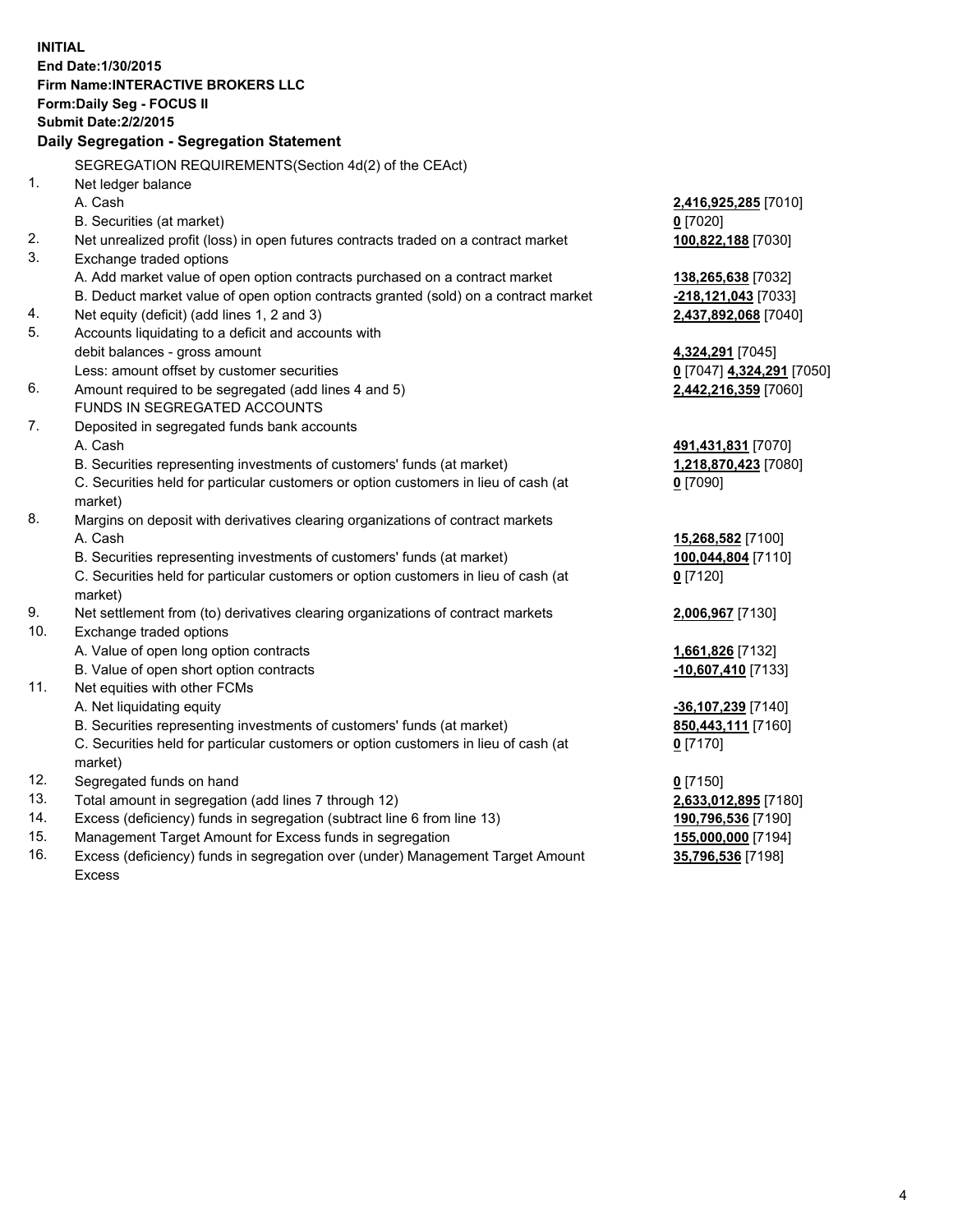**INITIAL**
**End Date:1/30/2015**
**Firm Name:INTERACTIVE BROKERS LLC**
**Form:Daily Seg - FOCUS II**
**Submit Date:2/2/2015**

## Daily Segregation - Segregation Statement

| | | |
|---|---|---|
| | SEGREGATION REQUIREMENTS(Section 4d(2) of the CEAct) | |
| 1. | Net ledger balance | |
| | A. Cash | 2,416,925,285 [7010] |
| | B. Securities (at market) | 0 [7020] |
| 2. | Net unrealized profit (loss) in open futures contracts traded on a contract market | 100,822,188 [7030] |
| 3. | Exchange traded options | |
| | A. Add market value of open option contracts purchased on a contract market | 138,265,638 [7032] |
| | B. Deduct market value of open option contracts granted (sold) on a contract market | -218,121,043 [7033] |
| 4. | Net equity (deficit) (add lines 1, 2 and 3) | 2,437,892,068 [7040] |
| 5. | Accounts liquidating to a deficit and accounts with | |
| | debit balances - gross amount | 4,324,291 [7045] |
| | Less: amount offset by customer securities | 0 [7047] 4,324,291 [7050] |
| 6. | Amount required to be segregated (add lines 4 and 5) | 2,442,216,359 [7060] |
| | FUNDS IN SEGREGATED ACCOUNTS | |
| 7. | Deposited in segregated funds bank accounts | |
| | A. Cash | 491,431,831 [7070] |
| | B. Securities representing investments of customers' funds (at market) | 1,218,870,423 [7080] |
| | C. Securities held for particular customers or option customers in lieu of cash (at market) | 0 [7090] |
| 8. | Margins on deposit with derivatives clearing organizations of contract markets | |
| | A. Cash | 15,268,582 [7100] |
| | B. Securities representing investments of customers' funds (at market) | 100,044,804 [7110] |
| | C. Securities held for particular customers or option customers in lieu of cash (at market) | 0 [7120] |
| 9. | Net settlement from (to) derivatives clearing organizations of contract markets | 2,006,967 [7130] |
| 10. | Exchange traded options | |
| | A. Value of open long option contracts | 1,661,826 [7132] |
| | B. Value of open short option contracts | -10,607,410 [7133] |
| 11. | Net equities with other FCMs | |
| | A. Net liquidating equity | -36,107,239 [7140] |
| | B. Securities representing investments of customers' funds (at market) | 850,443,111 [7160] |
| | C. Securities held for particular customers or option customers in lieu of cash (at market) | 0 [7170] |
| 12. | Segregated funds on hand | 0 [7150] |
| 13. | Total amount in segregation (add lines 7 through 12) | 2,633,012,895 [7180] |
| 14. | Excess (deficiency) funds in segregation (subtract line 6 from line 13) | 190,796,536 [7190] |
| 15. | Management Target Amount for Excess funds in segregation | 155,000,000 [7194] |
| 16. | Excess (deficiency) funds in segregation over (under) Management Target Amount Excess | 35,796,536 [7198] |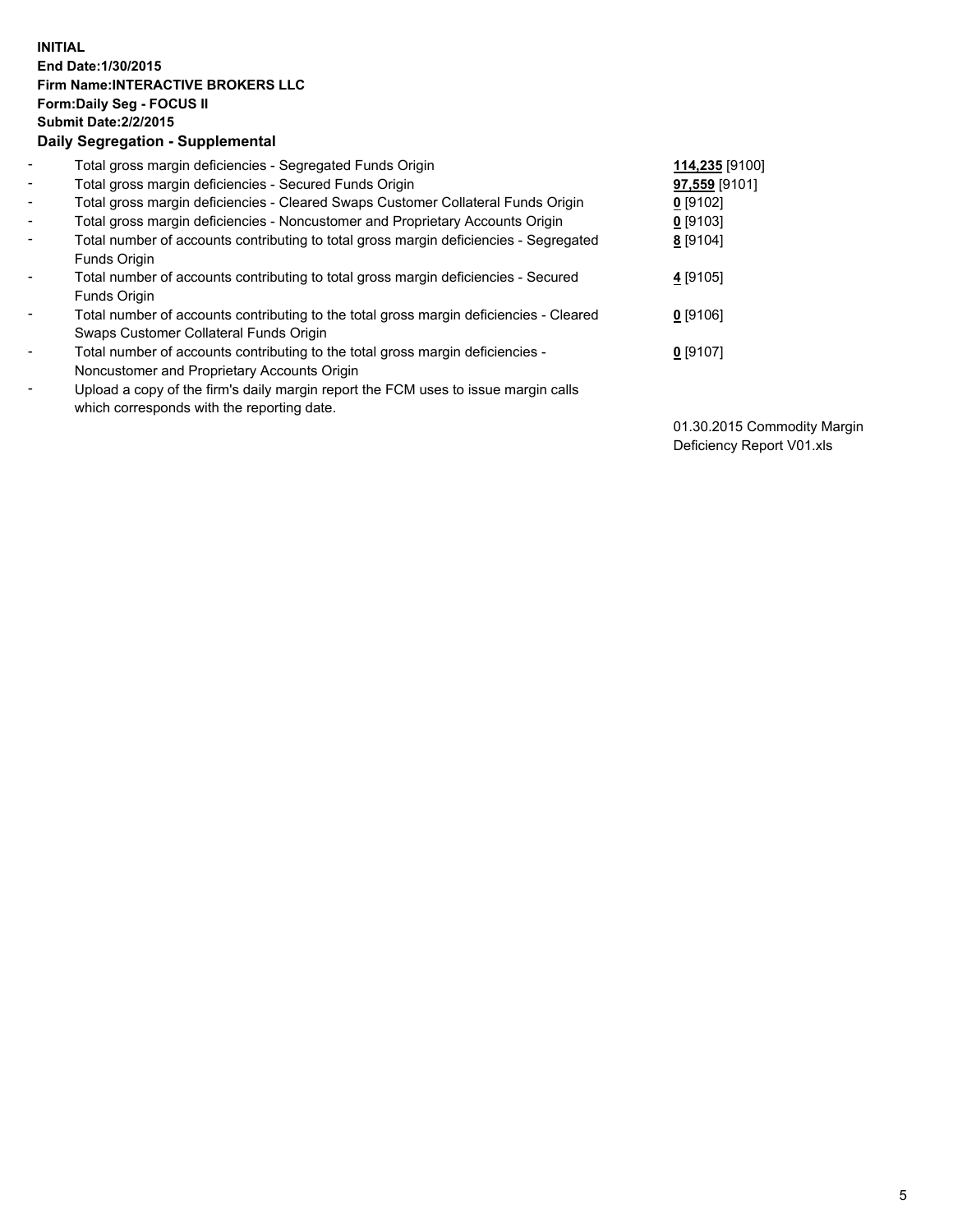**INITIAL**
**End Date:1/30/2015**
**Firm Name:INTERACTIVE BROKERS LLC**
**Form:Daily Seg - FOCUS II**
**Submit Date:2/2/2015**
**Daily Segregation - Supplemental**

| | | |
|---|---|---|
| - | Total gross margin deficiencies - Segregated Funds Origin | **114,235** [9100] |
| - | Total gross margin deficiencies - Secured Funds Origin | **97,559** [9101] |
| - | Total gross margin deficiencies - Cleared Swaps Customer Collateral Funds Origin | **0** [9102] |
| - | Total gross margin deficiencies - Noncustomer and Proprietary Accounts Origin | **0** [9103] |
| - | Total number of accounts contributing to total gross margin deficiencies - Segregated Funds Origin | **8** [9104] |
| - | Total number of accounts contributing to total gross margin deficiencies - Secured Funds Origin | **4** [9105] |
| - | Total number of accounts contributing to the total gross margin deficiencies - Cleared Swaps Customer Collateral Funds Origin | **0** [9106] |
| - | Total number of accounts contributing to the total gross margin deficiencies - Noncustomer and Proprietary Accounts Origin | **0** [9107] |
| - | Upload a copy of the firm's daily margin report the FCM uses to issue margin calls which corresponds with the reporting date. | 01.30.2015 Commodity Margin Deficiency Report V01.xls |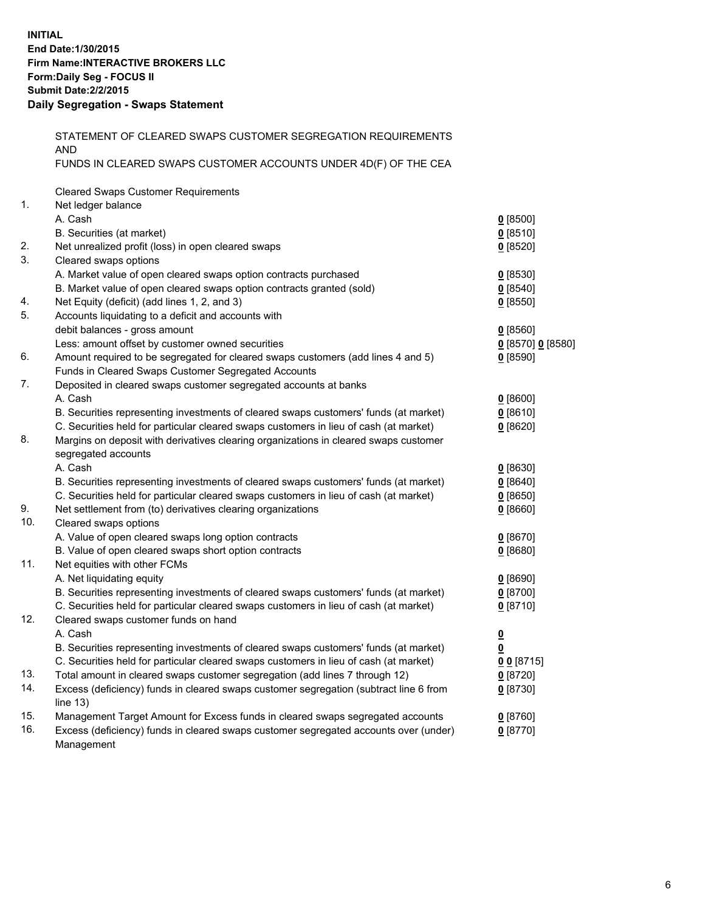**INITIAL**
**End Date:1/30/2015**
**Firm Name:INTERACTIVE BROKERS LLC**
**Form:Daily Seg - FOCUS II**
**Submit Date:2/2/2015**
**Daily Segregation - Swaps Statement**

STATEMENT OF CLEARED SWAPS CUSTOMER SEGREGATION REQUIREMENTS
AND
FUNDS IN CLEARED SWAPS CUSTOMER ACCOUNTS UNDER 4D(F) OF THE CEA

| | | |
|---|---|---|
| | Cleared Swaps Customer Requirements | |
| 1. | Net ledger balance | |
| | A. Cash | 0 [8500] |
| | B. Securities (at market) | 0 [8510] |
| 2. | Net unrealized profit (loss) in open cleared swaps | 0 [8520] |
| 3. | Cleared swaps options | |
| | A. Market value of open cleared swaps option contracts purchased | 0 [8530] |
| | B. Market value of open cleared swaps option contracts granted (sold) | 0 [8540] |
| 4. | Net Equity (deficit) (add lines 1, 2, and 3) | 0 [8550] |
| 5. | Accounts liquidating to a deficit and accounts with | |
| | debit balances - gross amount | 0 [8560] |
| | Less: amount offset by customer owned securities | 0 [8570] 0 [8580] |
| 6. | Amount required to be segregated for cleared swaps customers (add lines 4 and 5) | 0 [8590] |
| | Funds in Cleared Swaps Customer Segregated Accounts | |
| 7. | Deposited in cleared swaps customer segregated accounts at banks | |
| | A. Cash | 0 [8600] |
| | B. Securities representing investments of cleared swaps customers' funds (at market) | 0 [8610] |
| | C. Securities held for particular cleared swaps customers in lieu of cash (at market) | 0 [8620] |
| 8. | Margins on deposit with derivatives clearing organizations in cleared swaps customer segregated accounts | |
| | A. Cash | 0 [8630] |
| | B. Securities representing investments of cleared swaps customers' funds (at market) | 0 [8640] |
| | C. Securities held for particular cleared swaps customers in lieu of cash (at market) | 0 [8650] |
| 9. | Net settlement from (to) derivatives clearing organizations | 0 [8660] |
| 10. | Cleared swaps options | |
| | A. Value of open cleared swaps long option contracts | 0 [8670] |
| | B. Value of open cleared swaps short option contracts | 0 [8680] |
| 11. | Net equities with other FCMs | |
| | A. Net liquidating equity | 0 [8690] |
| | B. Securities representing investments of cleared swaps customers' funds (at market) | 0 [8700] |
| | C. Securities held for particular cleared swaps customers in lieu of cash (at market) | 0 [8710] |
| 12. | Cleared swaps customer funds on hand | |
| | A. Cash | 0 |
| | B. Securities representing investments of cleared swaps customers' funds (at market) | 0 |
| | C. Securities held for particular cleared swaps customers in lieu of cash (at market) | 0 0 [8715] |
| 13. | Total amount in cleared swaps customer segregation (add lines 7 through 12) | 0 [8720] |
| 14. | Excess (deficiency) funds in cleared swaps customer segregation (subtract line 6 from line 13) | 0 [8730] |
| 15. | Management Target Amount for Excess funds in cleared swaps segregated accounts | 0 [8760] |
| 16. | Excess (deficiency) funds in cleared swaps customer segregated accounts over (under) Management | 0 [8770] |